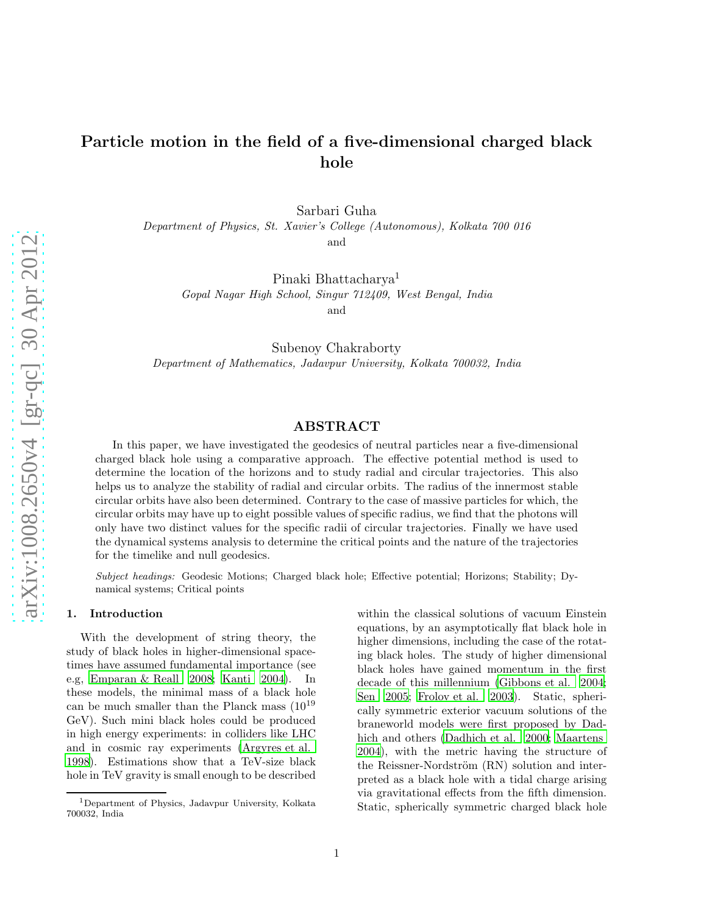# Particle motion in the field of a five-dimensional charged black hole

Sarbari Guha

*Department of Physics, St. Xavier's College (Autonomous), Kolkata 700 016*

and

Pinaki Bhattacharya[1]

*Gopal Nagar High School, Singur 712409, West Bengal, India*

and

Subenoy Chakraborty

*Department of Mathematics, Jadavpur University, Kolkata 700032, India*

## ABSTRACT

In this paper, we have investigated the geodesics of neutral particles near a five-dimensional charged black hole using a comparative approach. The effective potential method is used to determine the location of the horizons and to study radial and circular trajectories. This also helps us to analyze the stability of radial and circular orbits. The radius of the innermost stable circular orbits have also been determined. Contrary to the case of massive particles for which, the circular orbits may have up to eight possible values of specific radius, we find that the photons will only have two distinct values for the specific radii of circular trajectories. Finally we have used the dynamical systems analysis to determine the critical points and the nature of the trajectories for the timelike and null geodesics.

*Subject headings:* Geodesic Motions; Charged black hole; Effective potential; Horizons; Stability; Dynamical systems; Critical points

## 1. Introduction

With the development of string theory, the study of black holes in higher-dimensional spacetimes have assumed fundamental importance (see e.g, Emparan & Reall 2008; Kanti 2004). In these models, the minimal mass of a black hole can be much smaller than the Planck mass ($10^{19}$ GeV). Such mini black holes could be produced in high energy experiments: in colliders like LHC and in cosmic ray experiments (Argyres et al. 1998). Estimations show that a TeV-size black hole in TeV gravity is small enough to be described within the classical solutions of vacuum Einstein equations, by an asymptotically flat black hole in higher dimensions, including the case of the rotating black holes. The study of higher dimensional black holes have gained momentum in the first decade of this millennium (Gibbons et al. 2004; Sen 2005; Frolov et al. 2003). Static, spherically symmetric exterior vacuum solutions of the braneworld models were first proposed by Dadhich and others (Dadhich et al. 2000; Maartens 2004), with the metric having the structure of the Reissner-Nordström (RN) solution and interpreted as a black hole with a tidal charge arising via gravitational effects from the fifth dimension. Static, spherically symmetric charged black hole

[1] Department of Physics, Jadavpur University, Kolkata 700032, India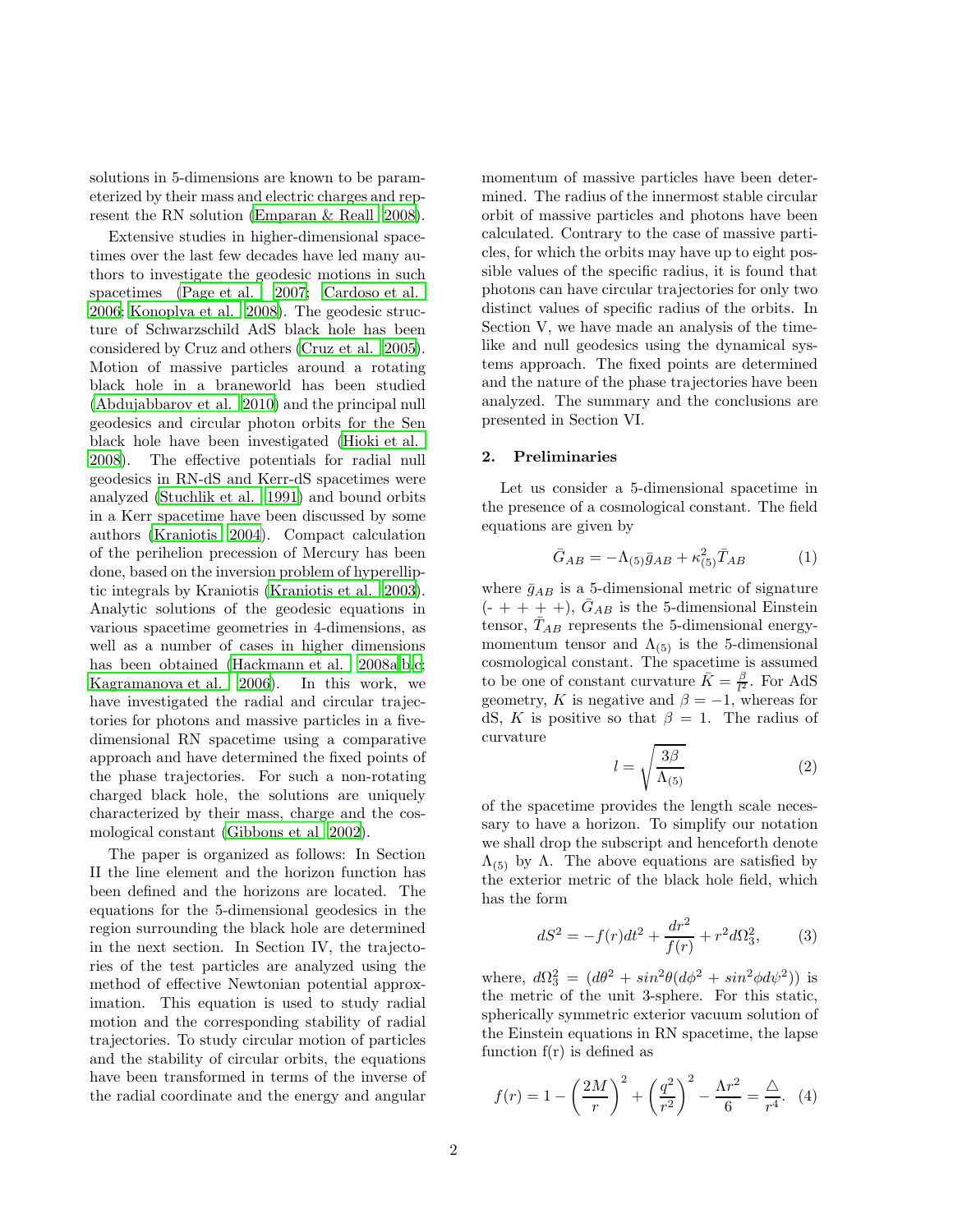solutions in 5-dimensions are known to be parameterized by their mass and electric charges and represent the RN solution (Emparan & Reall 2008).

Extensive studies in higher-dimensional spacetimes over the last few decades have led many authors to investigate the geodesic motions in such spacetimes (Page et al. 2007; Cardoso et al. 2006; Konoplya et al. 2008). The geodesic structure of Schwarzschild AdS black hole has been considered by Cruz and others (Cruz et al. 2005). Motion of massive particles around a rotating black hole in a braneworld has been studied (Abdujabbarov et al. 2010) and the principal null geodesics and circular photon orbits for the Sen black hole have been investigated (Hioki et al. 2008). The effective potentials for radial null geodesics in RN-dS and Kerr-dS spacetimes were analyzed (Stuchlik et al. 1991) and bound orbits in a Kerr spacetime have been discussed by some authors (Kraniotis 2004). Compact calculation of the perihelion precession of Mercury has been done, based on the inversion problem of hyperelliptic integrals by Kraniotis (Kraniotis et al. 2003). Analytic solutions of the geodesic equations in various spacetime geometries in 4-dimensions, as well as a number of cases in higher dimensions has been obtained (Hackmann et al. 2008a,b,c; Kagramanova et al. 2006). In this work, we have investigated the radial and circular trajectories for photons and massive particles in a five-dimensional RN spacetime using a comparative approach and have determined the fixed points of the phase trajectories. For such a non-rotating charged black hole, the solutions are uniquely characterized by their mass, charge and the cosmological constant (Gibbons et al 2002).

The paper is organized as follows: In Section II the line element and the horizon function has been defined and the horizons are located. The equations for the 5-dimensional geodesics in the region surrounding the black hole are determined in the next section. In Section IV, the trajectories of the test particles are analyzed using the method of effective Newtonian potential approximation. This equation is used to study radial motion and the corresponding stability of radial trajectories. To study circular motion of particles and the stability of circular orbits, the equations have been transformed in terms of the inverse of the radial coordinate and the energy and angular momentum of massive particles have been determined. The radius of the innermost stable circular orbit of massive particles and photons have been calculated. Contrary to the case of massive particles, for which the orbits may have up to eight possible values of the specific radius, it is found that photons can have circular trajectories for only two distinct values of specific radius of the orbits. In Section V, we have made an analysis of the timelike and null geodesics using the dynamical systems approach. The fixed points are determined and the nature of the phase trajectories have been analyzed. The summary and the conclusions are presented in Section VI.

## 2. Preliminaries

Let us consider a 5-dimensional spacetime in the presence of a cosmological constant. The field equations are given by

$$\bar{G}_{AB} = -\Lambda_{(5)}\bar{g}_{AB} + \kappa^2_{(5)}\bar{T}_{AB} \tag{1}$$

where $\bar{g}_{AB}$ is a 5-dimensional metric of signature (- + + + +), $\bar{G}_{AB}$ is the 5-dimensional Einstein tensor, $\bar{T}_{AB}$ represents the 5-dimensional energy-momentum tensor and $\Lambda_{(5)}$ is the 5-dimensional cosmological constant. The spacetime is assumed to be one of constant curvature $\bar{K} = \frac{\beta}{l^2}$. For AdS geometry, $K$ is negative and $\beta = -1$, whereas for dS, $K$ is positive so that $\beta = 1$. The radius of curvature

$$l = \sqrt{\frac{3\beta}{\Lambda_{(5)}}} \tag{2}$$

of the spacetime provides the length scale necessary to have a horizon. To simplify our notation we shall drop the subscript and henceforth denote $\Lambda_{(5)}$ by $\Lambda$. The above equations are satisfied by the exterior metric of the black hole field, which has the form

$$dS^2 = -f(r)dt^2 + \frac{dr^2}{f(r)} + r^2 d\Omega_3^2, \tag{3}$$

where, $d\Omega_3^2 = (d\theta^2 + sin^2\theta(d\phi^2 + sin^2\phi d\psi^2))$ is the metric of the unit 3-sphere. For this static, spherically symmetric exterior vacuum solution of the Einstein equations in RN spacetime, the lapse function f(r) is defined as

$$f(r) = 1 - \left(\frac{2M}{r}\right)^2 + \left(\frac{q^2}{r^2}\right)^2 - \frac{\Lambda r^2}{6} = \frac{\triangle}{r^4}. \tag{4}$$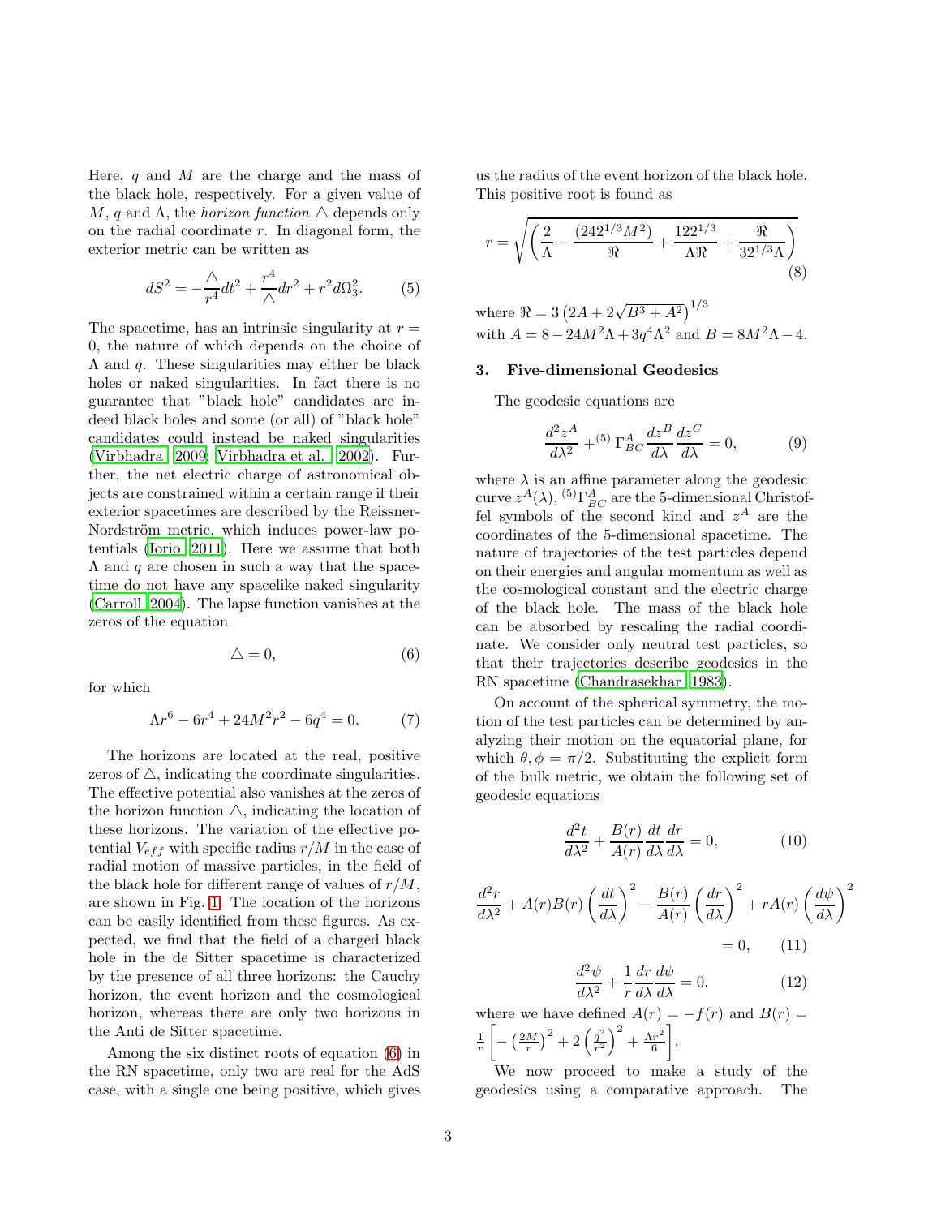Here, $q$ and $M$ are the charge and the mass of the black hole, respectively. For a given value of $M$, $q$ and $\Lambda$, the *horizon function* $\triangle$ depends only on the radial coordinate $r$. In diagonal form, the exterior metric can be written as

$$dS^2 = -\frac{\triangle}{r^4}dt^2 + \frac{r^4}{\triangle}dr^2 + r^2 d\Omega_3^2. \tag{5}$$

The spacetime, has an intrinsic singularity at $r = 0$, the nature of which depends on the choice of $\Lambda$ and $q$. These singularities may either be black holes or naked singularities. In fact there is no guarantee that "black hole" candidates are indeed black holes and some (or all) of "black hole" candidates could instead be naked singularities (Virbhadra 2009; Virbhadra et al. 2002). Further, the net electric charge of astronomical objects are constrained within a certain range if their exterior spacetimes are described by the Reissner-Nordström metric, which induces power-law potentials (Iorio 2011). Here we assume that both $\Lambda$ and $q$ are chosen in such a way that the spacetime do not have any spacelike naked singularity (Carroll 2004). The lapse function vanishes at the zeros of the equation

$$\triangle = 0, \tag{6}$$

for which

$$\Lambda r^6 - 6r^4 + 24M^2r^2 - 6q^4 = 0. \tag{7}$$

The horizons are located at the real, positive zeros of $\triangle$, indicating the coordinate singularities. The effective potential also vanishes at the zeros of the horizon function $\triangle$, indicating the location of these horizons. The variation of the effective potential $V_{eff}$ with specific radius $r/M$ in the case of radial motion of massive particles, in the field of the black hole for different range of values of $r/M$, are shown in Fig. 1. The location of the horizons can be easily identified from these figures. As expected, we find that the field of a charged black hole in the de Sitter spacetime is characterized by the presence of all three horizons: the Cauchy horizon, the event horizon and the cosmological horizon, whereas there are only two horizons in the Anti de Sitter spacetime.

Among the six distinct roots of equation (6) in the RN spacetime, only two are real for the AdS case, with a single one being positive, which gives us the radius of the event horizon of the black hole. This positive root is found as

$$r = \sqrt{\left(\frac{2}{\Lambda} - \frac{(24 2^{1/3} M^2)}{\Re} + \frac{12 2^{1/3}}{\Lambda \Re} + \frac{\Re}{3 2^{1/3} \Lambda}\right)} \tag{8}$$

where $\Re = 3\left(2A + 2\sqrt{B^3 + A^2}\right)^{1/3}$
with $A = 8 - 24M^2\Lambda + 3q^4\Lambda^2$ and $B = 8M^2\Lambda - 4$.

### 3. Five-dimensional Geodesics

The geodesic equations are

$$\frac{d^2 z^A}{d\lambda^2} + {}^{(5)}\Gamma^A_{BC}\frac{dz^B}{d\lambda}\frac{dz^C}{d\lambda} = 0, \tag{9}$$

where $\lambda$ is an affine parameter along the geodesic curve $z^A(\lambda)$, ${}^{(5)}\Gamma^A_{BC}$ are the 5-dimensional Christoffel symbols of the second kind and $z^A$ are the coordinates of the 5-dimensional spacetime. The nature of trajectories of the test particles depend on their energies and angular momentum as well as the cosmological constant and the electric charge of the black hole. The mass of the black hole can be absorbed by rescaling the radial coordinate. We consider only neutral test particles, so that their trajectories describe geodesics in the RN spacetime (Chandrasekhar 1983).

On account of the spherical symmetry, the motion of the test particles can be determined by analyzing their motion on the equatorial plane, for which $\theta, \phi = \pi/2$. Substituting the explicit form of the bulk metric, we obtain the following set of geodesic equations

$$\frac{d^2 t}{d\lambda^2} + \frac{B(r)}{A(r)}\frac{dt}{d\lambda}\frac{dr}{d\lambda} = 0, \tag{10}$$

$$\frac{d^2 r}{d\lambda^2} + A(r)B(r)\left(\frac{dt}{d\lambda}\right)^2 - \frac{B(r)}{A(r)}\left(\frac{dr}{d\lambda}\right)^2 + rA(r)\left(\frac{d\psi}{d\lambda}\right)^2 = 0, \tag{11}$$

$$\frac{d^2\psi}{d\lambda^2} + \frac{1}{r}\frac{dr}{d\lambda}\frac{d\psi}{d\lambda} = 0. \tag{12}$$

where we have defined $A(r) = -f(r)$ and $B(r) = \frac{1}{r}\left[-\left(\frac{2M}{r}\right)^2 + 2\left(\frac{q^2}{r^2}\right)^2 + \frac{\Lambda r^2}{6}\right]$.

We now proceed to make a study of the geodesics using a comparative approach. The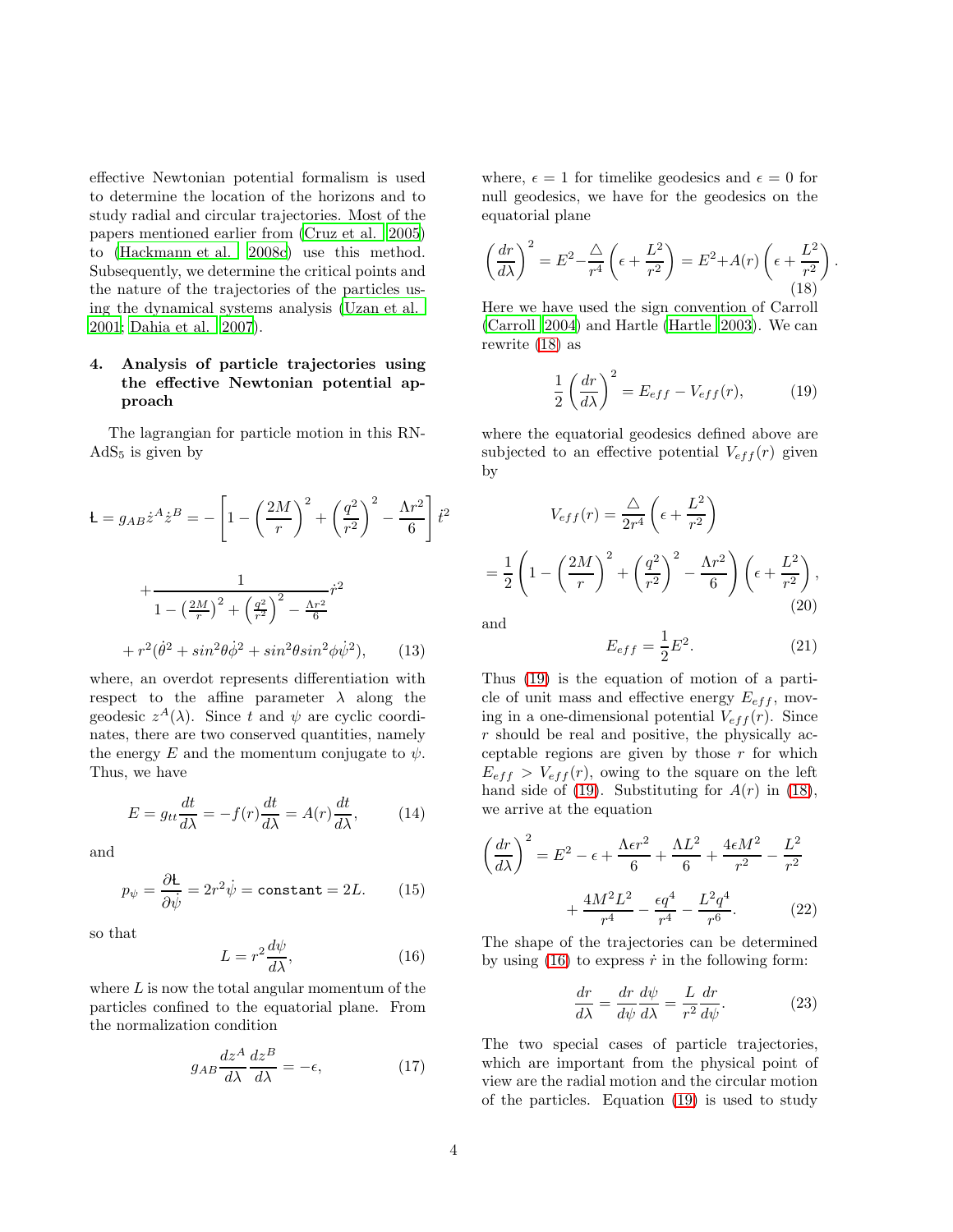effective Newtonian potential formalism is used to determine the location of the horizons and to study radial and circular trajectories. Most of the papers mentioned earlier from (Cruz et al. 2005) to (Hackmann et al. 2008c) use this method. Subsequently, we determine the critical points and the nature of the trajectories of the particles using the dynamical systems analysis (Uzan et al. 2001; Dahia et al. 2007).

## 4. Analysis of particle trajectories using the effective Newtonian potential approach

The lagrangian for particle motion in this RN-AdS$_5$ is given by

$$
\begin{aligned}
Ł = g_{AB}\dot{z}^A\dot{z}^B = &-\left[1-\left(\frac{2M}{r}\right)^2+\left(\frac{q^2}{r^2}\right)^2-\frac{\Lambda r^2}{6}\right]\dot{t}^2 \\
&+\frac{1}{1-\left(\frac{2M}{r}\right)^2+\left(\frac{q^2}{r^2}\right)^2-\frac{\Lambda r^2}{6}}\dot{r}^2 \\
&+r^2(\dot{\theta}^2+sin^2\theta\dot{\phi}^2+sin^2\theta sin^2\phi\dot{\psi}^2), \qquad (13)
\end{aligned}
$$

where, an overdot represents differentiation with respect to the affine parameter $\lambda$ along the geodesic $z^A(\lambda)$. Since $t$ and $\psi$ are cyclic coordinates, there are two conserved quantities, namely the energy $E$ and the momentum conjugate to $\psi$. Thus, we have

$$
E = g_{tt}\frac{dt}{d\lambda} = -f(r)\frac{dt}{d\lambda} = A(r)\frac{dt}{d\lambda}, \qquad (14)
$$

and

$$
p_\psi = \frac{\partial Ł}{\partial \psi} = 2r^2\dot{\psi} = \texttt{constant} = 2L. \qquad (15)
$$

so that

$$
L = r^2\frac{d\psi}{d\lambda}, \qquad (16)
$$

where $L$ is now the total angular momentum of the particles confined to the equatorial plane. From the normalization condition

$$
g_{AB}\frac{dz^A}{d\lambda}\frac{dz^B}{d\lambda} = -\epsilon, \qquad (17)
$$

where, $\epsilon = 1$ for timelike geodesics and $\epsilon = 0$ for null geodesics, we have for the geodesics on the equatorial plane

$$
\left(\frac{dr}{d\lambda}\right)^2 = E^2 - \frac{\triangle}{r^4}\left(\epsilon+\frac{L^2}{r^2}\right) = E^2 + A(r)\left(\epsilon+\frac{L^2}{r^2}\right). \qquad (18)
$$

Here we have used the sign convention of Carroll (Carroll 2004) and Hartle (Hartle 2003). We can rewrite (18) as

$$
\frac{1}{2}\left(\frac{dr}{d\lambda}\right)^2 = E_{eff} - V_{eff}(r), \qquad (19)
$$

where the equatorial geodesics defined above are subjected to an effective potential $V_{eff}(r)$ given by

$$
\begin{aligned}
V_{eff}(r) &= \frac{\triangle}{2r^4}\left(\epsilon+\frac{L^2}{r^2}\right) \\
&= \frac{1}{2}\left(1-\left(\frac{2M}{r}\right)^2+\left(\frac{q^2}{r^2}\right)^2-\frac{\Lambda r^2}{6}\right)\left(\epsilon+\frac{L^2}{r^2}\right), \qquad (20)
\end{aligned}
$$

and

$$
E_{eff} = \frac{1}{2}E^2. \qquad (21)
$$

Thus (19) is the equation of motion of a particle of unit mass and effective energy $E_{eff}$, moving in a one-dimensional potential $V_{eff}(r)$. Since $r$ should be real and positive, the physically acceptable regions are given by those $r$ for which $E_{eff} > V_{eff}(r)$, owing to the square on the left hand side of (19). Substituting for $A(r)$ in (18), we arrive at the equation

$$
\begin{aligned}
\left(\frac{dr}{d\lambda}\right)^2 = &E^2 - \epsilon + \frac{\Lambda\epsilon r^2}{6} + \frac{\Lambda L^2}{6} + \frac{4\epsilon M^2}{r^2} - \frac{L^2}{r^2} \\
&+ \frac{4M^2L^2}{r^4} - \frac{\epsilon q^4}{r^4} - \frac{L^2q^4}{r^6}. \qquad (22)
\end{aligned}
$$

The shape of the trajectories can be determined by using (16) to express $\dot{r}$ in the following form:

$$
\frac{dr}{d\lambda} = \frac{dr}{d\psi}\frac{d\psi}{d\lambda} = \frac{L}{r^2}\frac{dr}{d\psi}. \qquad (23)
$$

The two special cases of particle trajectories, which are important from the physical point of view are the radial motion and the circular motion of the particles. Equation (19) is used to study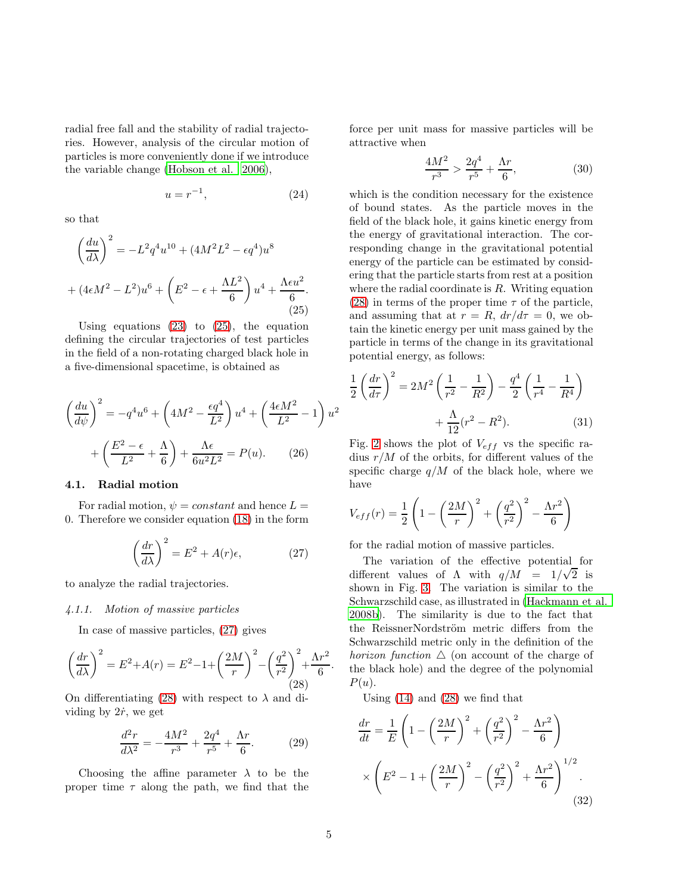radial free fall and the stability of radial trajectories. However, analysis of the circular motion of particles is more conveniently done if we introduce the variable change (Hobson et al. 2006),

$$u = r^{-1}, \tag{24}$$

so that

$$\left(\frac{du}{d\lambda}\right)^2 = -L^2 q^4 u^{10} + (4M^2L^2 - \epsilon q^4)u^8$$
$$+ (4\epsilon M^2 - L^2)u^6 + \left(E^2 - \epsilon + \frac{\Lambda L^2}{6}\right)u^4 + \frac{\Lambda \epsilon u^2}{6}. \tag{25}$$

Using equations (23) to (25), the equation defining the circular trajectories of test particles in the field of a non-rotating charged black hole in a five-dimensional spacetime, is obtained as

$$\left(\frac{du}{d\psi}\right)^2 = -q^4u^6 + \left(4M^2 - \frac{\epsilon q^4}{L^2}\right)u^4 + \left(\frac{4\epsilon M^2}{L^2} - 1\right)u^2$$
$$+ \left(\frac{E^2 - \epsilon}{L^2} + \frac{\Lambda}{6}\right) + \frac{\Lambda \epsilon}{6u^2L^2} = P(u). \tag{26}$$

### 4.1. Radial motion

For radial motion, $\psi = constant$ and hence $L = 0$. Therefore we consider equation (18) in the form

$$\left(\frac{dr}{d\lambda}\right)^2 = E^2 + A(r)\epsilon, \tag{27}$$

to analyze the radial trajectories.

#### *4.1.1. Motion of massive particles*

In case of massive particles, (27) gives

$$\left(\frac{dr}{d\lambda}\right)^2 = E^2 + A(r) = E^2 - 1 + \left(\frac{2M}{r}\right)^2 - \left(\frac{q^2}{r^2}\right)^2 + \frac{\Lambda r^2}{6}. \tag{28}$$

On differentiating (28) with respect to $\lambda$ and dividing by $2\dot{r}$, we get

$$\frac{d^2r}{d\lambda^2} = -\frac{4M^2}{r^3} + \frac{2q^4}{r^5} + \frac{\Lambda r}{6}. \tag{29}$$

Choosing the affine parameter $\lambda$ to be the proper time $\tau$ along the path, we find that the force per unit mass for massive particles will be attractive when

$$\frac{4M^2}{r^3} > \frac{2q^4}{r^5} + \frac{\Lambda r}{6}, \tag{30}$$

which is the condition necessary for the existence of bound states. As the particle moves in the field of the black hole, it gains kinetic energy from the energy of gravitational interaction. The corresponding change in the gravitational potential energy of the particle can be estimated by considering that the particle starts from rest at a position where the radial coordinate is $R$. Writing equation (28) in terms of the proper time $\tau$ of the particle, and assuming that at $r = R$, $dr/d\tau = 0$, we obtain the kinetic energy per unit mass gained by the particle in terms of the change in its gravitational potential energy, as follows:

$$\frac{1}{2}\left(\frac{dr}{d\tau}\right)^2 = 2M^2\left(\frac{1}{r^2} - \frac{1}{R^2}\right) - \frac{q^4}{2}\left(\frac{1}{r^4} - \frac{1}{R^4}\right)$$
$$+ \frac{\Lambda}{12}(r^2 - R^2). \tag{31}$$

Fig. 2 shows the plot of $V_{eff}$ vs the specific radius $r/M$ of the orbits, for different values of the specific charge $q/M$ of the black hole, where we have

$$V_{eff}(r) = \frac{1}{2}\left(1 - \left(\frac{2M}{r}\right)^2 + \left(\frac{q^2}{r^2}\right)^2 - \frac{\Lambda r^2}{6}\right)$$

for the radial motion of massive particles.

The variation of the effective potential for different values of $\Lambda$ with $q/M = 1/\sqrt{2}$ is shown in Fig. 3. The variation is similar to the Schwarzschild case, as illustrated in (Hackmann et al. 2008b). The similarity is due to the fact that the ReissnerNordström metric differs from the Schwarzschild metric only in the definition of the *horizon function* $\triangle$ (on account of the charge of the black hole) and the degree of the polynomial $P(u)$.

Using (14) and (28) we find that

$$\frac{dr}{dt} = \frac{1}{E}\left(1 - \left(\frac{2M}{r}\right)^2 + \left(\frac{q^2}{r^2}\right)^2 - \frac{\Lambda r^2}{6}\right)$$
$$\times \left(E^2 - 1 + \left(\frac{2M}{r}\right)^2 - \left(\frac{q^2}{r^2}\right)^2 + \frac{\Lambda r^2}{6}\right)^{1/2}. \tag{32}$$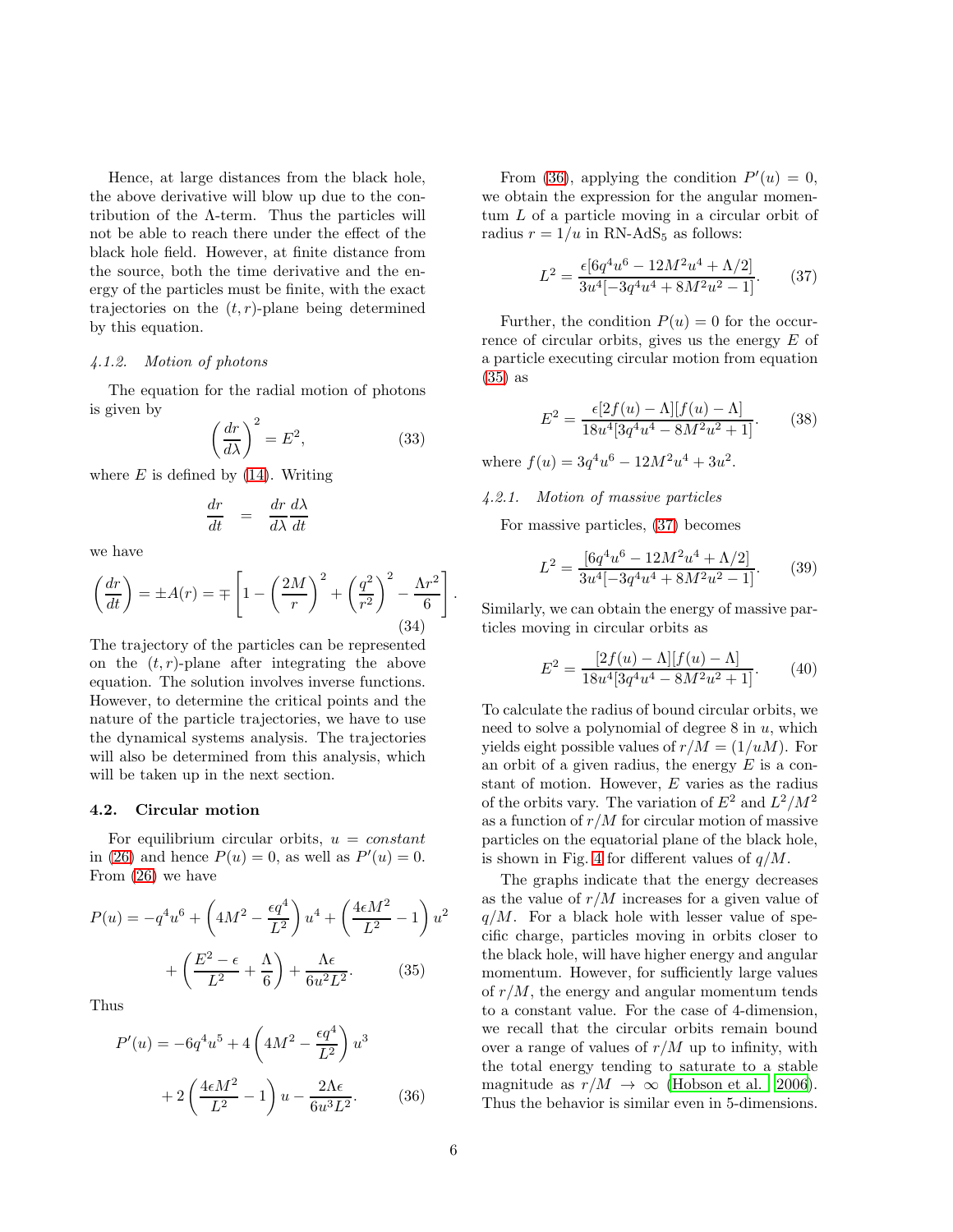Hence, at large distances from the black hole, the above derivative will blow up due to the contribution of the $\Lambda$-term. Thus the particles will not be able to reach there under the effect of the black hole field. However, at finite distance from the source, both the time derivative and the energy of the particles must be finite, with the exact trajectories on the $(t, r)$-plane being determined by this equation.

#### 4.1.2. Motion of photons

The equation for the radial motion of photons is given by

$$\left(\frac{dr}{d\lambda}\right)^2 = E^2, \tag{33}$$

where $E$ is defined by (14). Writing

$$\frac{dr}{dt} \quad = \quad \frac{dr}{d\lambda}\frac{d\lambda}{dt}$$

we have

$$\left(\frac{dr}{dt}\right) = \pm A(r) = \mp\left[1 - \left(\frac{2M}{r}\right)^2 + \left(\frac{q^2}{r^2}\right)^2 - \frac{\Lambda r^2}{6}\right]. \tag{34}$$

The trajectory of the particles can be represented on the $(t, r)$-plane after integrating the above equation. The solution involves inverse functions. However, to determine the critical points and the nature of the particle trajectories, we have to use the dynamical systems analysis. The trajectories will also be determined from this analysis, which will be taken up in the next section.

### 4.2. Circular motion

For equilibrium circular orbits, $u = constant$ in (26) and hence $P(u) = 0$, as well as $P'(u) = 0$. From (26) we have

$$P(u) = -q^4u^6 + \left(4M^2 - \frac{\epsilon q^4}{L^2}\right)u^4 + \left(\frac{4\epsilon M^2}{L^2} - 1\right)u^2 + \left(\frac{E^2-\epsilon}{L^2} + \frac{\Lambda}{6}\right) + \frac{\Lambda\epsilon}{6u^2L^2}. \tag{35}$$

Thus

$$P'(u) = -6q^4u^5 + 4\left(4M^2 - \frac{\epsilon q^4}{L^2}\right)u^3 + 2\left(\frac{4\epsilon M^2}{L^2} - 1\right)u - \frac{2\Lambda\epsilon}{6u^3L^2}. \tag{36}$$

From (36), applying the condition $P'(u) = 0$, we obtain the expression for the angular momentum $L$ of a particle moving in a circular orbit of radius $r = 1/u$ in RN-AdS$_5$ as follows:

$$L^2 = \frac{\epsilon[6q^4u^6 - 12M^2u^4 + \Lambda/2]}{3u^4[-3q^4u^4 + 8M^2u^2 - 1]}. \tag{37}$$

Further, the condition $P(u) = 0$ for the occurrence of circular orbits, gives us the energy $E$ of a particle executing circular motion from equation (35) as

$$E^2 = \frac{\epsilon[2f(u) - \Lambda][f(u) - \Lambda]}{18u^4[3q^4u^4 - 8M^2u^2 + 1]}. \tag{38}$$

where $f(u) = 3q^4u^6 - 12M^2u^4 + 3u^2$.

#### 4.2.1. Motion of massive particles

For massive particles, (37) becomes

$$L^2 = \frac{[6q^4u^6 - 12M^2u^4 + \Lambda/2]}{3u^4[-3q^4u^4 + 8M^2u^2 - 1]}. \tag{39}$$

Similarly, we can obtain the energy of massive particles moving in circular orbits as

$$E^2 = \frac{[2f(u) - \Lambda][f(u) - \Lambda]}{18u^4[3q^4u^4 - 8M^2u^2 + 1]}. \tag{40}$$

To calculate the radius of bound circular orbits, we need to solve a polynomial of degree 8 in $u$, which yields eight possible values of $r/M = (1/uM)$. For an orbit of a given radius, the energy $E$ is a constant of motion. However, $E$ varies as the radius of the orbits vary. The variation of $E^2$ and $L^2/M^2$ as a function of $r/M$ for circular motion of massive particles on the equatorial plane of the black hole, is shown in Fig. 4 for different values of $q/M$.

The graphs indicate that the energy decreases as the value of $r/M$ increases for a given value of $q/M$. For a black hole with lesser value of specific charge, particles moving in orbits closer to the black hole, will have higher energy and angular momentum. However, for sufficiently large values of $r/M$, the energy and angular momentum tends to a constant value. For the case of 4-dimension, we recall that the circular orbits remain bound over a range of values of $r/M$ up to infinity, with the total energy tending to saturate to a stable magnitude as $r/M \to \infty$ (Hobson et al., 2006). Thus the behavior is similar even in 5-dimensions.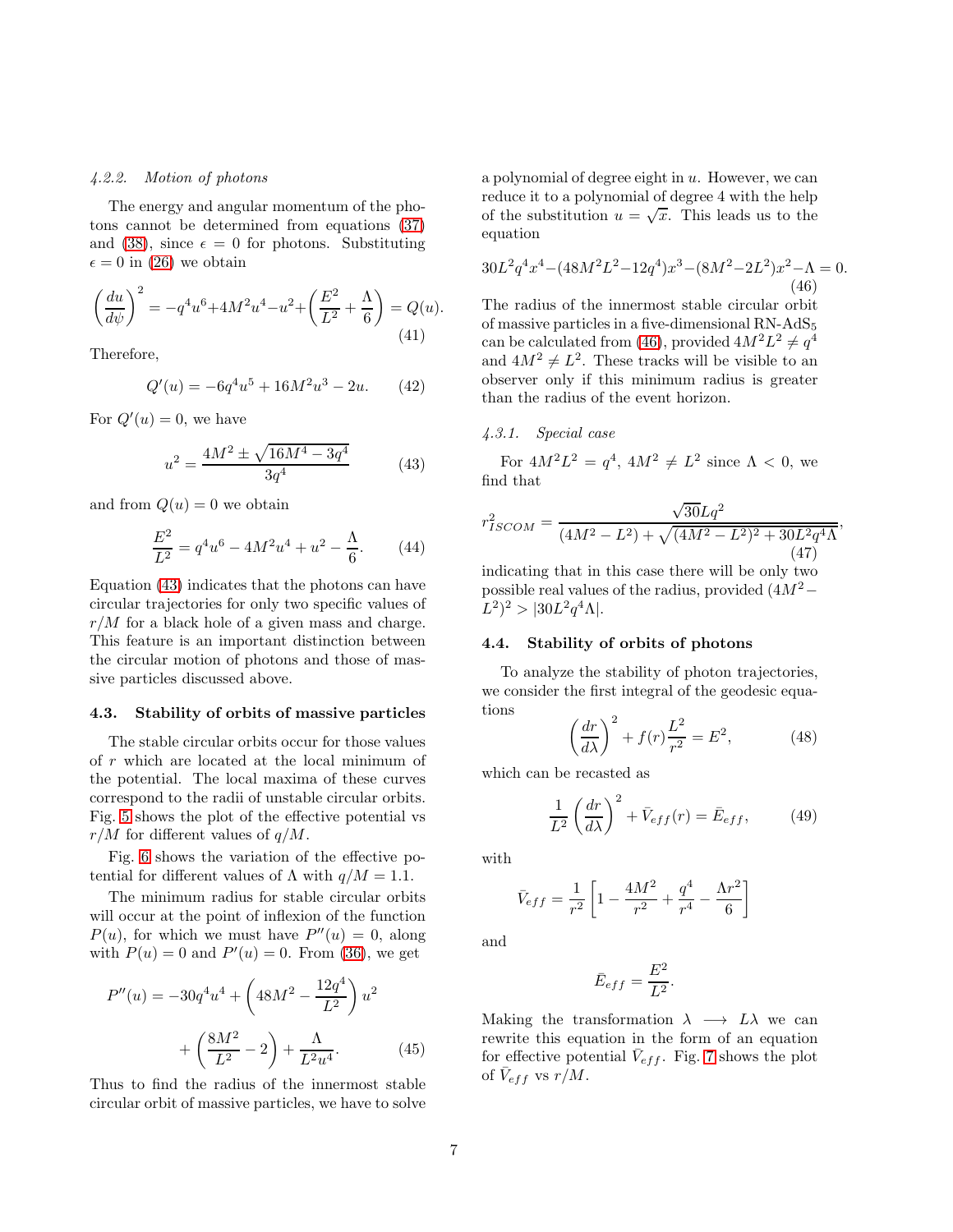#### 4.2.2. Motion of photons

The energy and angular momentum of the photons cannot be determined from equations (37) and (38), since $\epsilon = 0$ for photons. Substituting $\epsilon = 0$ in (26) we obtain

$$\left(\frac{du}{d\psi}\right)^2 = -q^4u^6+4M^2u^4-u^2+\left(\frac{E^2}{L^2}+\frac{\Lambda}{6}\right) = Q(u). \tag{41}$$

Therefore,

$$Q'(u) = -6q^4u^5+16M^2u^3-2u. \tag{42}$$

For $Q'(u) = 0$, we have

$$u^2 = \frac{4M^2 \pm \sqrt{16M^4-3q^4}}{3q^4} \tag{43}$$

and from $Q(u) = 0$ we obtain

$$\frac{E^2}{L^2} = q^4u^6-4M^2u^4+u^2-\frac{\Lambda}{6}. \tag{44}$$

Equation (43) indicates that the photons can have circular trajectories for only two specific values of $r/M$ for a black hole of a given mass and charge. This feature is an important distinction between the circular motion of photons and those of massive particles discussed above.

### 4.3. Stability of orbits of massive particles

The stable circular orbits occur for those values of $r$ which are located at the local minimum of the potential. The local maxima of these curves correspond to the radii of unstable circular orbits. Fig. 5 shows the plot of the effective potential vs $r/M$ for different values of $q/M$.

Fig. 6 shows the variation of the effective potential for different values of $\Lambda$ with $q/M = 1.1$.

The minimum radius for stable circular orbits will occur at the point of inflexion of the function $P(u)$, for which we must have $P''(u) = 0$, along with $P(u) = 0$ and $P'(u) = 0$. From (36), we get

$$P''(u) = -30q^4u^4+\left(48M^2-\frac{12q^4}{L^2}\right)u^2 + \left(\frac{8M^2}{L^2}-2\right)+\frac{\Lambda}{L^2u^4}. \tag{45}$$

Thus to find the radius of the innermost stable circular orbit of massive particles, we have to solve a polynomial of degree eight in $u$. However, we can reduce it to a polynomial of degree 4 with the help of the substitution $u = \sqrt{x}$. This leads us to the equation

$$30L^2q^4x^4-(48M^2L^2-12q^4)x^3-(8M^2-2L^2)x^2-\Lambda = 0. \tag{46}$$

The radius of the innermost stable circular orbit of massive particles in a five-dimensional RN-AdS$_5$ can be calculated from (46), provided $4M^2L^2 \neq q^4$ and $4M^2 \neq L^2$. These tracks will be visible to an observer only if this minimum radius is greater than the radius of the event horizon.

#### 4.3.1. Special case

For $4M^2L^2 = q^4$, $4M^2 \neq L^2$ since $\Lambda < 0$, we find that

$$r^2_{ISCOM} = \frac{\sqrt{30}Lq^2}{(4M^2-L^2)+\sqrt{(4M^2-L^2)^2+30L^2q^4\Lambda}}, \tag{47}$$

indicating that in this case there will be only two possible real values of the radius, provided $(4M^2-L^2)^2 > |30L^2q^4\Lambda|$.

### 4.4. Stability of orbits of photons

To analyze the stability of photon trajectories, we consider the first integral of the geodesic equations

$$\left(\frac{dr}{d\lambda}\right)^2 + f(r)\frac{L^2}{r^2} = E^2, \tag{48}$$

which can be recasted as

$$\frac{1}{L^2}\left(\frac{dr}{d\lambda}\right)^2 + \bar{V}_{eff}(r) = \bar{E}_{eff}, \tag{49}$$

with

$$\bar{V}_{eff} = \frac{1}{r^2}\left[1-\frac{4M^2}{r^2}+\frac{q^4}{r^4}-\frac{\Lambda r^2}{6}\right]$$

and

$$\bar{E}_{eff} = \frac{E^2}{L^2}.$$

Making the transformation $\lambda \longrightarrow L\lambda$ we can rewrite this equation in the form of an equation for effective potential $\bar{V}_{eff}$. Fig. 7 shows the plot of $\bar{V}_{eff}$ vs $r/M$.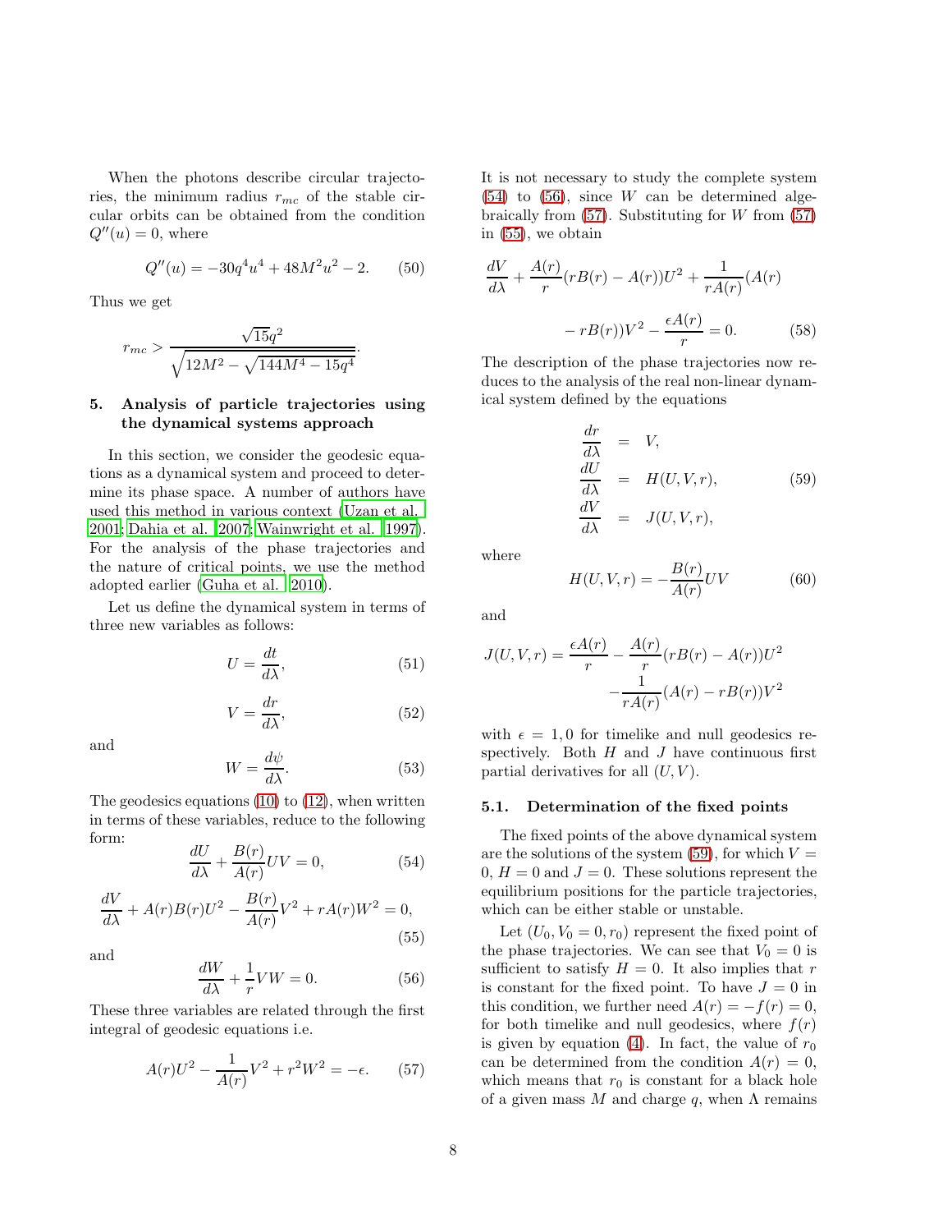When the photons describe circular trajectories, the minimum radius $r_{mc}$ of the stable circular orbits can be obtained from the condition $Q''(u) = 0$, where

$$Q''(u) = -30q^4u^4 + 48M^2u^2 - 2. \quad (50)$$

Thus we get

$$r_{mc} > \frac{\sqrt{15}q^2}{\sqrt{12M^2 - \sqrt{144M^4 - 15q^4}}}.$$

## 5. Analysis of particle trajectories using the dynamical systems approach

In this section, we consider the geodesic equations as a dynamical system and proceed to determine its phase space. A number of authors have used this method in various context (Uzan et al. 2001; Dahia et al. 2007; Wainwright et al. 1997). For the analysis of the phase trajectories and the nature of critical points, we use the method adopted earlier (Guha et al. 2010).

Let us define the dynamical system in terms of three new variables as follows:

$$U = \frac{dt}{d\lambda}, \quad (51)$$

$$V = \frac{dr}{d\lambda}, \quad (52)$$

and

$$W = \frac{d\psi}{d\lambda}. \quad (53)$$

The geodesics equations (10) to (12), when written in terms of these variables, reduce to the following form:

$$\frac{dU}{d\lambda} + \frac{B(r)}{A(r)}UV = 0, \quad (54)$$

$$\frac{dV}{d\lambda} + A(r)B(r)U^2 - \frac{B(r)}{A(r)}V^2 + rA(r)W^2 = 0, \quad (55)$$

and

$$\frac{dW}{d\lambda} + \frac{1}{r}VW = 0. \quad (56)$$

These three variables are related through the first integral of geodesic equations i.e.

$$A(r)U^2 - \frac{1}{A(r)}V^2 + r^2W^2 = -\epsilon. \quad (57)$$

It is not necessary to study the complete system (54) to (56), since $W$ can be determined algebraically from (57). Substituting for $W$ from (57) in (55), we obtain

$$\frac{dV}{d\lambda} + \frac{A(r)}{r}(rB(r) - A(r))U^2 + \frac{1}{rA(r)}(A(r) - rB(r))V^2 - \frac{\epsilon A(r)}{r} = 0. \quad (58)$$

The description of the phase trajectories now reduces to the analysis of the real non-linear dynamical system defined by the equations

$$\begin{aligned} \frac{dr}{d\lambda} &= V, \\ \frac{dU}{d\lambda} &= H(U, V, r), \\ \frac{dV}{d\lambda} &= J(U, V, r), \end{aligned} \quad (59)$$

where

$$H(U, V, r) = -\frac{B(r)}{A(r)}UV \quad (60)$$

and

$$J(U, V, r) = \frac{\epsilon A(r)}{r} - \frac{A(r)}{r}(rB(r) - A(r))U^2 - \frac{1}{rA(r)}(A(r) - rB(r))V^2$$

with $\epsilon = 1, 0$ for timelike and null geodesics respectively. Both $H$ and $J$ have continuous first partial derivatives for all $(U, V)$.

### 5.1. Determination of the fixed points

The fixed points of the above dynamical system are the solutions of the system (59), for which $V = 0$, $H = 0$ and $J = 0$. These solutions represent the equilibrium positions for the particle trajectories, which can be either stable or unstable.

Let $(U_0, V_0 = 0, r_0)$ represent the fixed point of the phase trajectories. We can see that $V_0 = 0$ is sufficient to satisfy $H = 0$. It also implies that $r$ is constant for the fixed point. To have $J = 0$ in this condition, we further need $A(r) = -f(r) = 0$, for both timelike and null geodesics, where $f(r)$ is given by equation (4). In fact, the value of $r_0$ can be determined from the condition $A(r) = 0$, which means that $r_0$ is constant for a black hole of a given mass $M$ and charge $q$, when $\Lambda$ remains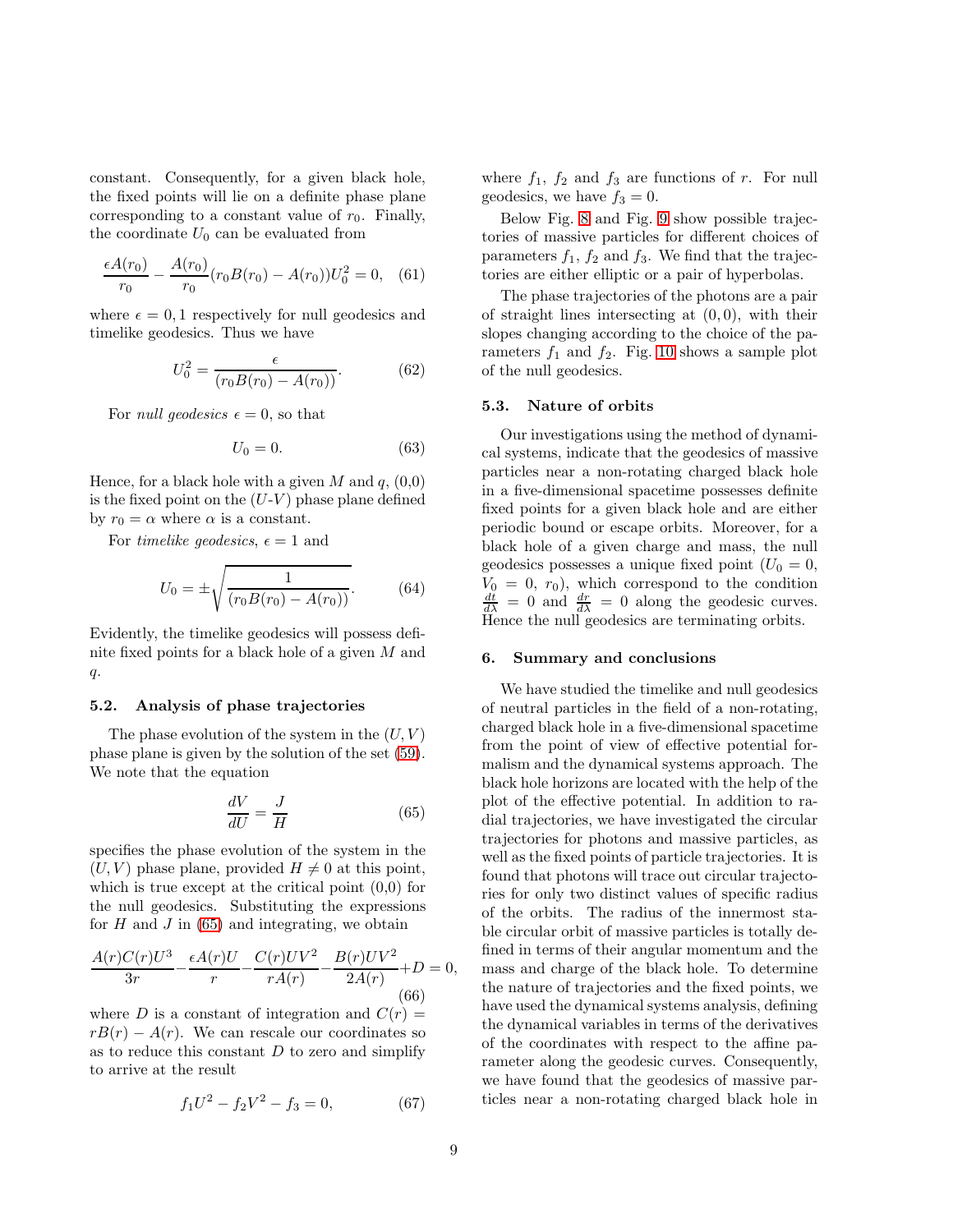constant. Consequently, for a given black hole, the fixed points will lie on a definite phase plane corresponding to a constant value of $r_0$. Finally, the coordinate $U_0$ can be evaluated from

$$\frac{\epsilon A(r_0)}{r_0} - \frac{A(r_0)}{r_0}(r_0 B(r_0) - A(r_0))U_0^2 = 0, \quad (61)$$

where $\epsilon = 0, 1$ respectively for null geodesics and timelike geodesics. Thus we have

$$U_0^2 = \frac{\epsilon}{(r_0 B(r_0) - A(r_0))}. \quad (62)$$

For *null geodesics* $\epsilon = 0$, so that

$$U_0 = 0. \quad (63)$$

Hence, for a black hole with a given $M$ and $q$, (0,0) is the fixed point on the ($U$-$V$) phase plane defined by $r_0 = \alpha$ where $\alpha$ is a constant.

For *timelike geodesics*, $\epsilon = 1$ and

$$U_0 = \pm\sqrt{\frac{1}{(r_0 B(r_0) - A(r_0))}}. \quad (64)$$

Evidently, the timelike geodesics will possess definite fixed points for a black hole of a given $M$ and $q$.

### 5.2. Analysis of phase trajectories

The phase evolution of the system in the $(U, V)$ phase plane is given by the solution of the set (59). We note that the equation

$$\frac{dV}{dU} = \frac{J}{H} \quad (65)$$

specifies the phase evolution of the system in the $(U, V)$ phase plane, provided $H \neq 0$ at this point, which is true except at the critical point (0,0) for the null geodesics. Substituting the expressions for $H$ and $J$ in (65) and integrating, we obtain

$$\frac{A(r)C(r)U^3}{3r} - \frac{\epsilon A(r)U}{r} - \frac{C(r)UV^2}{rA(r)} - \frac{B(r)UV^2}{2A(r)} + D = 0, \quad (66)$$

where $D$ is a constant of integration and $C(r) = rB(r) - A(r)$. We can rescale our coordinates so as to reduce this constant $D$ to zero and simplify to arrive at the result

$$f_1 U^2 - f_2 V^2 - f_3 = 0, \quad (67)$$

where $f_1$, $f_2$ and $f_3$ are functions of $r$. For null geodesics, we have $f_3 = 0$.

Below Fig. 8 and Fig. 9 show possible trajectories of massive particles for different choices of parameters $f_1$, $f_2$ and $f_3$. We find that the trajectories are either elliptic or a pair of hyperbolas.

The phase trajectories of the photons are a pair of straight lines intersecting at $(0, 0)$, with their slopes changing according to the choice of the parameters $f_1$ and $f_2$. Fig. 10 shows a sample plot of the null geodesics.

### 5.3. Nature of orbits

Our investigations using the method of dynamical systems, indicate that the geodesics of massive particles near a non-rotating charged black hole in a five-dimensional spacetime possesses definite fixed points for a given black hole and are either periodic bound or escape orbits. Moreover, for a black hole of a given charge and mass, the null geodesics possesses a unique fixed point ($U_0 = 0$, $V_0 = 0$, $r_0$), which correspond to the condition $\frac{dt}{d\lambda} = 0$ and $\frac{dr}{d\lambda} = 0$ along the geodesic curves. Hence the null geodesics are terminating orbits.

## 6. Summary and conclusions

We have studied the timelike and null geodesics of neutral particles in the field of a non-rotating, charged black hole in a five-dimensional spacetime from the point of view of effective potential formalism and the dynamical systems approach. The black hole horizons are located with the help of the plot of the effective potential. In addition to radial trajectories, we have investigated the circular trajectories for photons and massive particles, as well as the fixed points of particle trajectories. It is found that photons will trace out circular trajectories for only two distinct values of specific radius of the orbits. The radius of the innermost stable circular orbit of massive particles is totally defined in terms of their angular momentum and the mass and charge of the black hole. To determine the nature of trajectories and the fixed points, we have used the dynamical systems analysis, defining the dynamical variables in terms of the derivatives of the coordinates with respect to the affine parameter along the geodesic curves. Consequently, we have found that the geodesics of massive particles near a non-rotating charged black hole in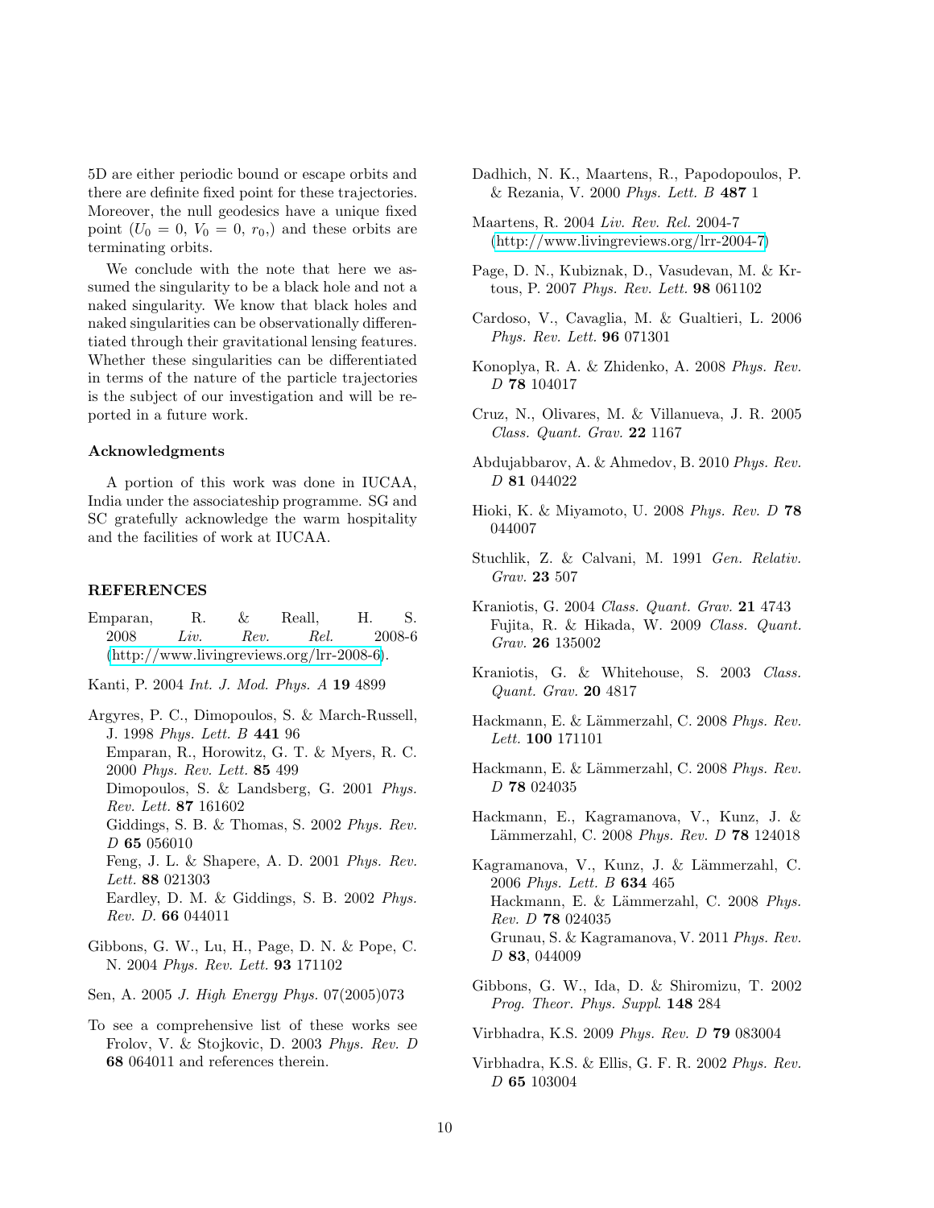5D are either periodic bound or escape orbits and there are definite fixed point for these trajectories. Moreover, the null geodesics have a unique fixed point ($U_0 = 0$, $V_0 = 0$, $r_0$,) and these orbits are terminating orbits.

We conclude with the note that here we assumed the singularity to be a black hole and not a naked singularity. We know that black holes and naked singularities can be observationally differentiated through their gravitational lensing features. Whether these singularities can be differentiated in terms of the nature of the particle trajectories is the subject of our investigation and will be reported in a future work.

### Acknowledgments

A portion of this work was done in IUCAA, India under the associateship programme. SG and SC gratefully acknowledge the warm hospitality and the facilities of work at IUCAA.

## REFERENCES

Emparan, R. & Reall, H. S. 2008 *Liv. Rev. Rel.* 2008-6 (http://www.livingreviews.org/lrr-2008-6).

Kanti, P. 2004 *Int. J. Mod. Phys. A* **19** 4899

Argyres, P. C., Dimopoulos, S. & March-Russell, J. 1998 *Phys. Lett. B* **441** 96
Emparan, R., Horowitz, G. T. & Myers, R. C. 2000 *Phys. Rev. Lett.* **85** 499
Dimopoulos, S. & Landsberg, G. 2001 *Phys. Rev. Lett.* **87** 161602
Giddings, S. B. & Thomas, S. 2002 *Phys. Rev. D* **65** 056010
Feng, J. L. & Shapere, A. D. 2001 *Phys. Rev. Lett.* **88** 021303
Eardley, D. M. & Giddings, S. B. 2002 *Phys. Rev. D.* **66** 044011

Gibbons, G. W., Lu, H., Page, D. N. & Pope, C. N. 2004 *Phys. Rev. Lett.* **93** 171102

Sen, A. 2005 *J. High Energy Phys.* 07(2005)073

To see a comprehensive list of these works see Frolov, V. & Stojkovic, D. 2003 *Phys. Rev. D* **68** 064011 and references therein.

Dadhich, N. K., Maartens, R., Papodopoulos, P. & Rezania, V. 2000 *Phys. Lett. B* **487** 1

Maartens, R. 2004 *Liv. Rev. Rel.* 2004-7 (http://www.livingreviews.org/lrr-2004-7)

Page, D. N., Kubiznak, D., Vasudevan, M. & Krtous, P. 2007 *Phys. Rev. Lett.* **98** 061102

Cardoso, V., Cavaglia, M. & Gualtieri, L. 2006 *Phys. Rev. Lett.* **96** 071301

Konoplya, R. A. & Zhidenko, A. 2008 *Phys. Rev. D* **78** 104017

Cruz, N., Olivares, M. & Villanueva, J. R. 2005 *Class. Quant. Grav.* **22** 1167

Abdujabbarov, A. & Ahmedov, B. 2010 *Phys. Rev. D* **81** 044022

Hioki, K. & Miyamoto, U. 2008 *Phys. Rev. D* **78** 044007

Stuchlik, Z. & Calvani, M. 1991 *Gen. Relativ. Grav.* **23** 507

Kraniotis, G. 2004 *Class. Quant. Grav.* **21** 4743
Fujita, R. & Hikada, W. 2009 *Class. Quant. Grav.* **26** 135002

Kraniotis, G. & Whitehouse, S. 2003 *Class. Quant. Grav.* **20** 4817

Hackmann, E. & Lämmerzahl, C. 2008 *Phys. Rev. Lett.* **100** 171101

Hackmann, E. & Lämmerzahl, C. 2008 *Phys. Rev. D* **78** 024035

Hackmann, E., Kagramanova, V., Kunz, J. & Lämmerzahl, C. 2008 *Phys. Rev. D* **78** 124018

Kagramanova, V., Kunz, J. & Lämmerzahl, C. 2006 *Phys. Lett. B* **634** 465
Hackmann, E. & Lämmerzahl, C. 2008 *Phys. Rev. D* **78** 024035
Grunau, S. & Kagramanova, V. 2011 *Phys. Rev. D* **83**, 044009

Gibbons, G. W., Ida, D. & Shiromizu, T. 2002 *Prog. Theor. Phys. Suppl.* **148** 284

Virbhadra, K.S. 2009 *Phys. Rev. D* **79** 083004

Virbhadra, K.S. & Ellis, G. F. R. 2002 *Phys. Rev. D* **65** 103004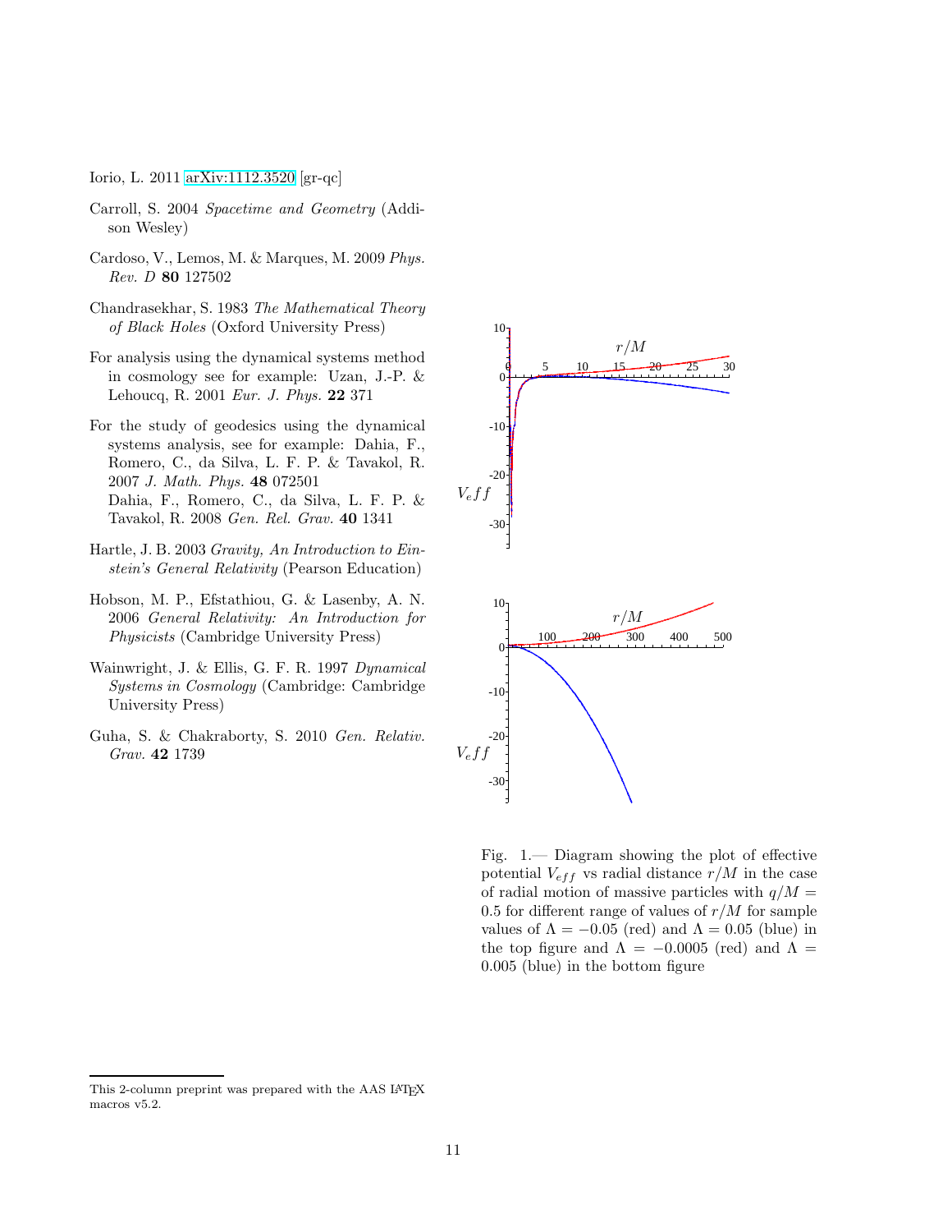Iorio, L. 2011 arXiv:1112.3520 [gr-qc]

Carroll, S. 2004 *Spacetime and Geometry* (Addison Wesley)

Cardoso, V., Lemos, M. & Marques, M. 2009 *Phys. Rev. D* **80** 127502

Chandrasekhar, S. 1983 *The Mathematical Theory of Black Holes* (Oxford University Press)

For analysis using the dynamical systems method in cosmology see for example: Uzan, J.-P. & Lehoucq, R. 2001 *Eur. J. Phys.* **22** 371

For the study of geodesics using the dynamical systems analysis, see for example: Dahia, F., Romero, C., da Silva, L. F. P. & Tavakol, R. 2007 *J. Math. Phys.* **48** 072501
Dahia, F., Romero, C., da Silva, L. F. P. & Tavakol, R. 2008 *Gen. Rel. Grav.* **40** 1341

Hartle, J. B. 2003 *Gravity, An Introduction to Einstein's General Relativity* (Pearson Education)

Hobson, M. P., Efstathiou, G. & Lasenby, A. N. 2006 *General Relativity: An Introduction for Physicists* (Cambridge University Press)

Wainwright, J. & Ellis, G. F. R. 1997 *Dynamical Systems in Cosmology* (Cambridge: Cambridge University Press)

Guha, S. & Chakraborty, S. 2010 *Gen. Relativ. Grav.* **42** 1739

Fig. 1.— Diagram showing the plot of effective potential $V_{eff}$ vs radial distance $r/M$ in the case of radial motion of massive particles with $q/M = 0.5$ for different range of values of $r/M$ for sample values of $\Lambda = -0.05$ (red) and $\Lambda = 0.05$ (blue) in the top figure and $\Lambda = -0.0005$ (red) and $\Lambda = 0.005$ (blue) in the bottom figure

This 2-column preprint was prepared with the AAS LaTeX macros v5.2.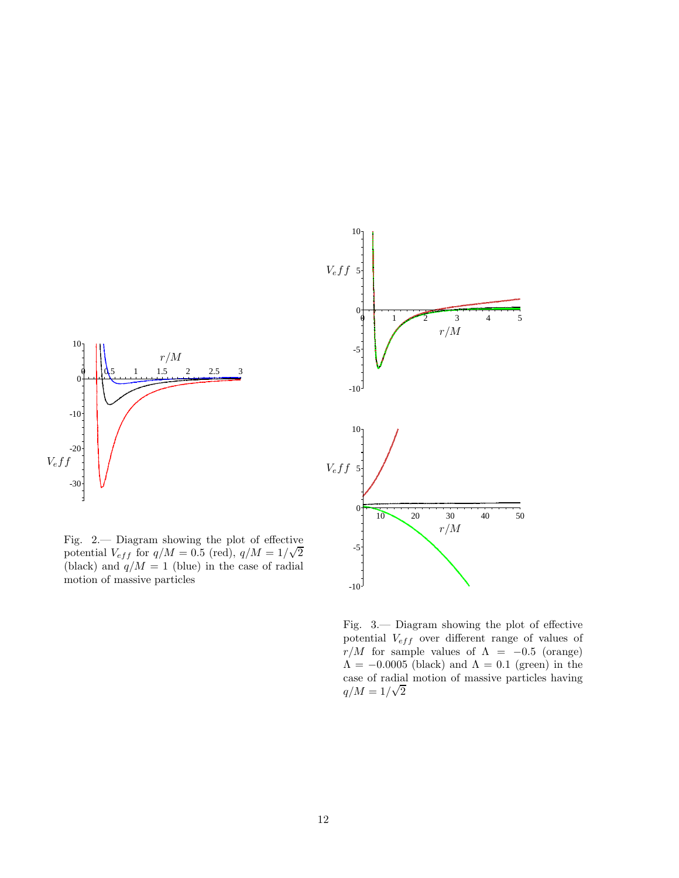Fig. 2.— Diagram showing the plot of effective potential $V_{eff}$ for $q/M = 0.5$ (red), $q/M = 1/\sqrt{2}$ (black) and $q/M = 1$ (blue) in the case of radial motion of massive particles

Fig. 3.— Diagram showing the plot of effective potential $V_{eff}$ over different range of values of $r/M$ for sample values of $\Lambda = -0.5$ (orange) $\Lambda = -0.0005$ (black) and $\Lambda = 0.1$ (green) in the case of radial motion of massive particles having $q/M = 1/\sqrt{2}$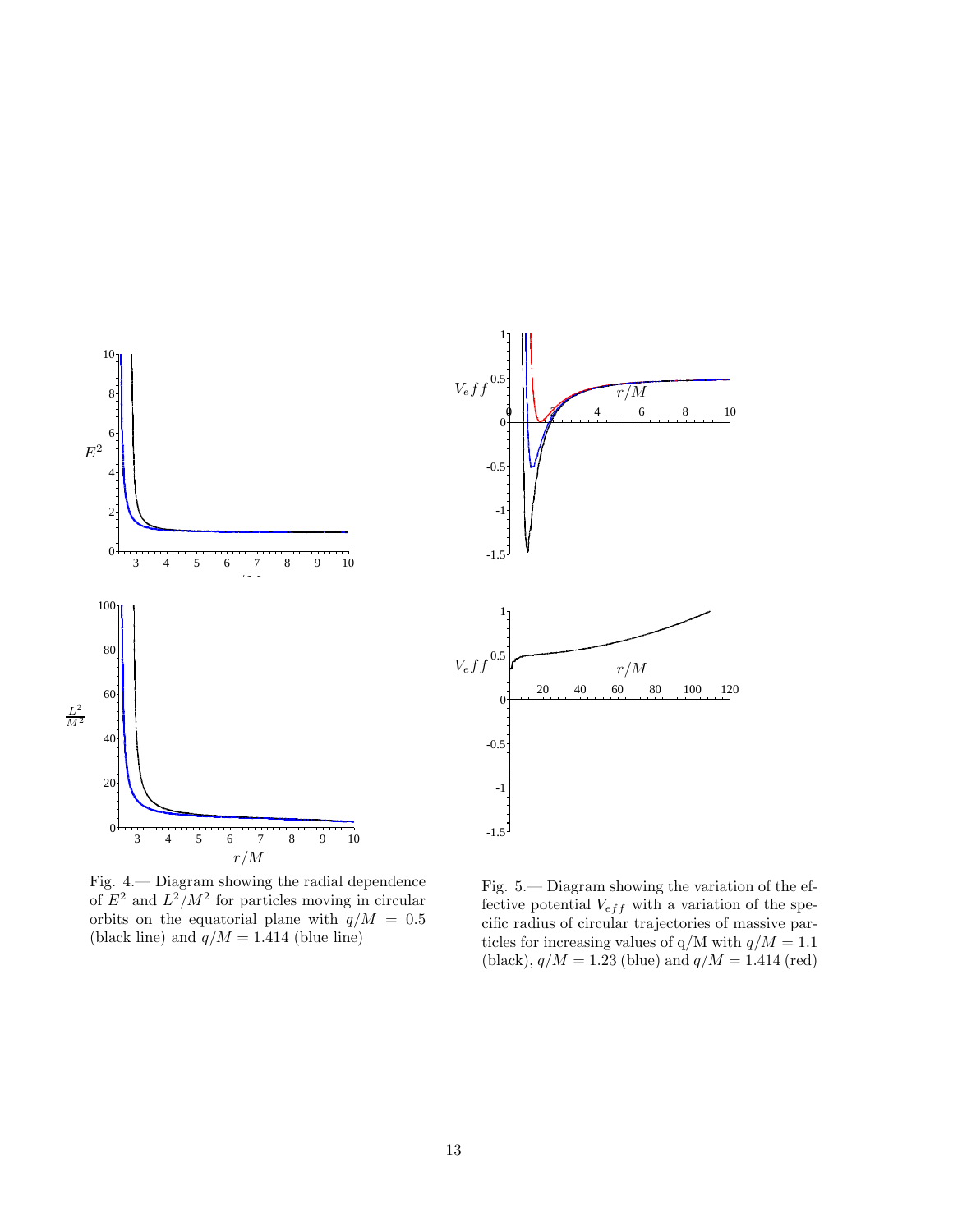Fig. 4.— Diagram showing the radial dependence of $E^2$ and $L^2/M^2$ for particles moving in circular orbits on the equatorial plane with $q/M = 0.5$ (black line) and $q/M = 1.414$ (blue line)

Fig. 5.— Diagram showing the variation of the effective potential $V_{eff}$ with a variation of the specific radius of circular trajectories of massive particles for increasing values of q/M with $q/M = 1.1$ (black), $q/M = 1.23$ (blue) and $q/M = 1.414$ (red)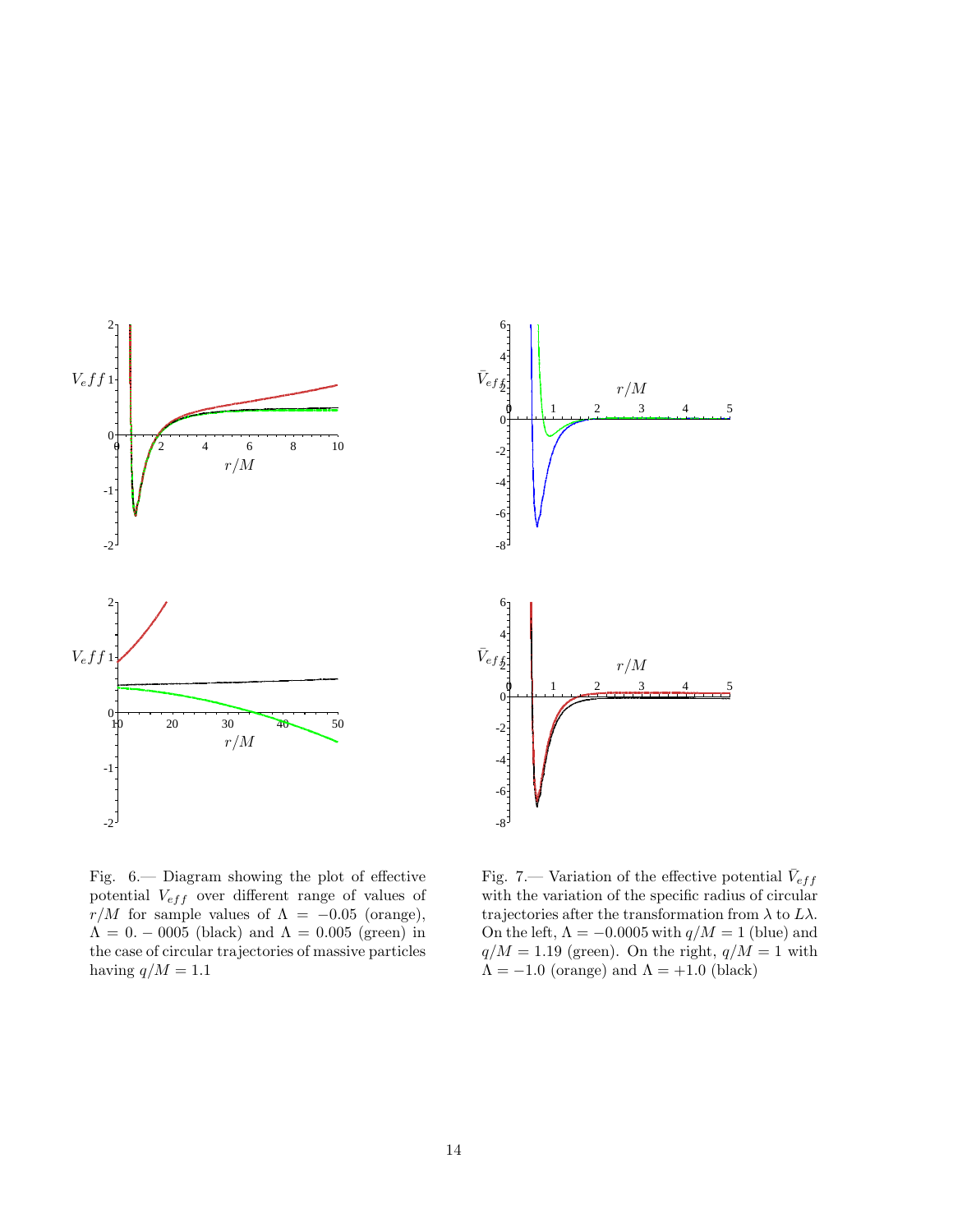Fig. 6.— Diagram showing the plot of effective potential $V_{eff}$ over different range of values of $r/M$ for sample values of $\Lambda = -0.05$ (orange), $\Lambda = 0. - 0005$ (black) and $\Lambda = 0.005$ (green) in the case of circular trajectories of massive particles having $q/M = 1.1$

Fig. 7.— Variation of the effective potential $\bar{V}_{eff}$ with the variation of the specific radius of circular trajectories after the transformation from $\lambda$ to $L\lambda$. On the left, $\Lambda = -0.0005$ with $q/M = 1$ (blue) and $q/M = 1.19$ (green). On the right, $q/M = 1$ with $\Lambda = -1.0$ (orange) and $\Lambda = +1.0$ (black)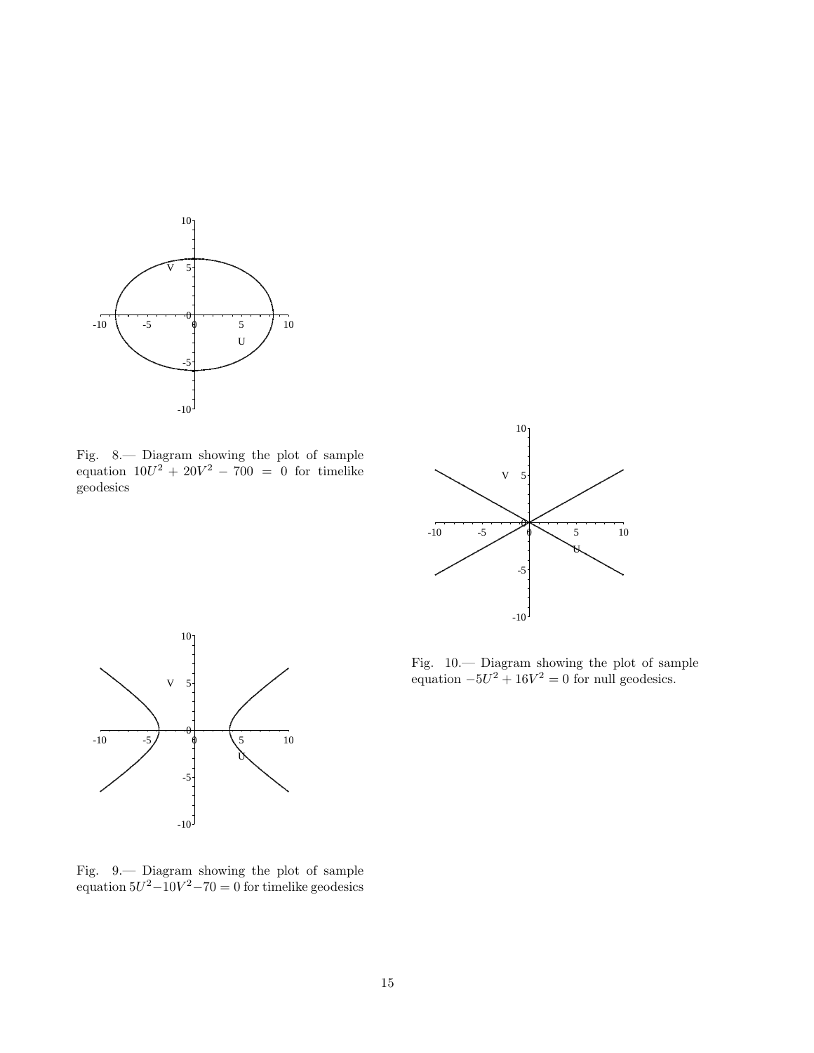10

V 5

0

-10 -5 0 5 10

U

-5

-10

Fig. 8.— Diagram showing the plot of sample equation $10U^2 + 20V^2 - 700 = 0$ for timelike geodesics

10

V 5

0

-10 -5 0 5 10

U

-5

-10

Fig. 9.— Diagram showing the plot of sample equation $5U^2 - 10V^2 - 70 = 0$ for timelike geodesics

10

V 5

0

-10 -5 0 5 10

U

-5

-10

Fig. 10.— Diagram showing the plot of sample equation $-5U^2 + 16V^2 = 0$ for null geodesics.